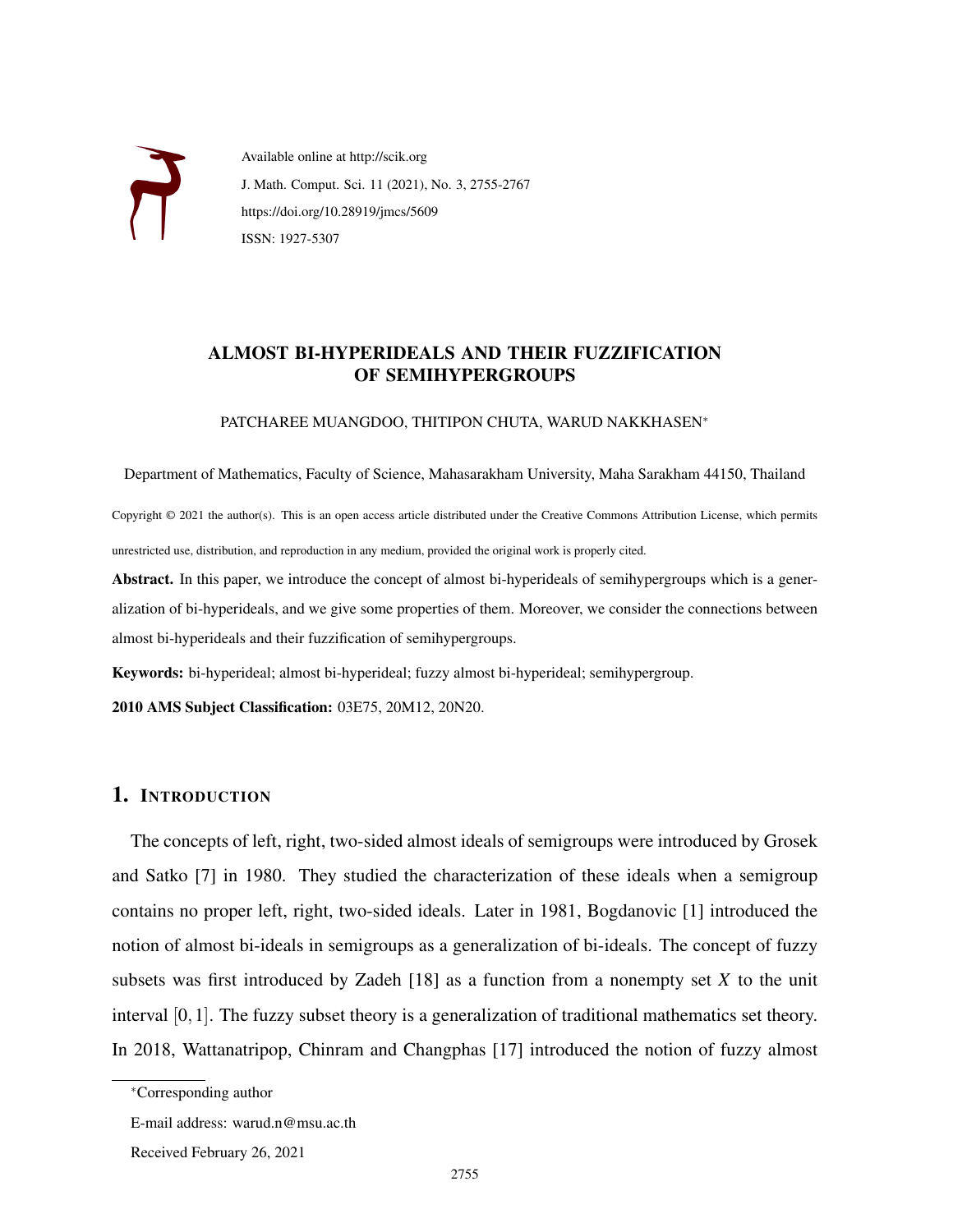Available online at http://scik.org
J. Math. Comput. Sci. 11 (2021), No. 3, 2755-2767
https://doi.org/10.28919/jmcs/5609
ISSN: 1927-5307

# ALMOST BI-HYPERIDEALS AND THEIR FUZZIFICATION OF SEMIHYPERGROUPS

PATCHAREE MUANGDOO, THITIPON CHUTA, WARUD NAKKHASEN*

Department of Mathematics, Faculty of Science, Mahasarakham University, Maha Sarakham 44150, Thailand

Copyright © 2021 the author(s). This is an open access article distributed under the Creative Commons Attribution License, which permits unrestricted use, distribution, and reproduction in any medium, provided the original work is properly cited.

**Abstract.** In this paper, we introduce the concept of almost bi-hyperideals of semihypergroups which is a generalization of bi-hyperideals, and we give some properties of them. Moreover, we consider the connections between almost bi-hyperideals and their fuzzification of semihypergroups.

**Keywords:** bi-hyperideal; almost bi-hyperideal; fuzzy almost bi-hyperideal; semihypergroup.

**2010 AMS Subject Classification:** 03E75, 20M12, 20N20.

## 1. Introduction

The concepts of left, right, two-sided almost ideals of semigroups were introduced by Grosek and Satko [7] in 1980. They studied the characterization of these ideals when a semigroup contains no proper left, right, two-sided ideals. Later in 1981, Bogdanovic [1] introduced the notion of almost bi-ideals in semigroups as a generalization of bi-ideals. The concept of fuzzy subsets was first introduced by Zadeh [18] as a function from a nonempty set $X$ to the unit interval $[0,1]$. The fuzzy subset theory is a generalization of traditional mathematics set theory. In 2018, Wattanatripop, Chinram and Changphas [17] introduced the notion of fuzzy almost

*Corresponding author

E-mail address: warud.n@msu.ac.th

Received February 26, 2021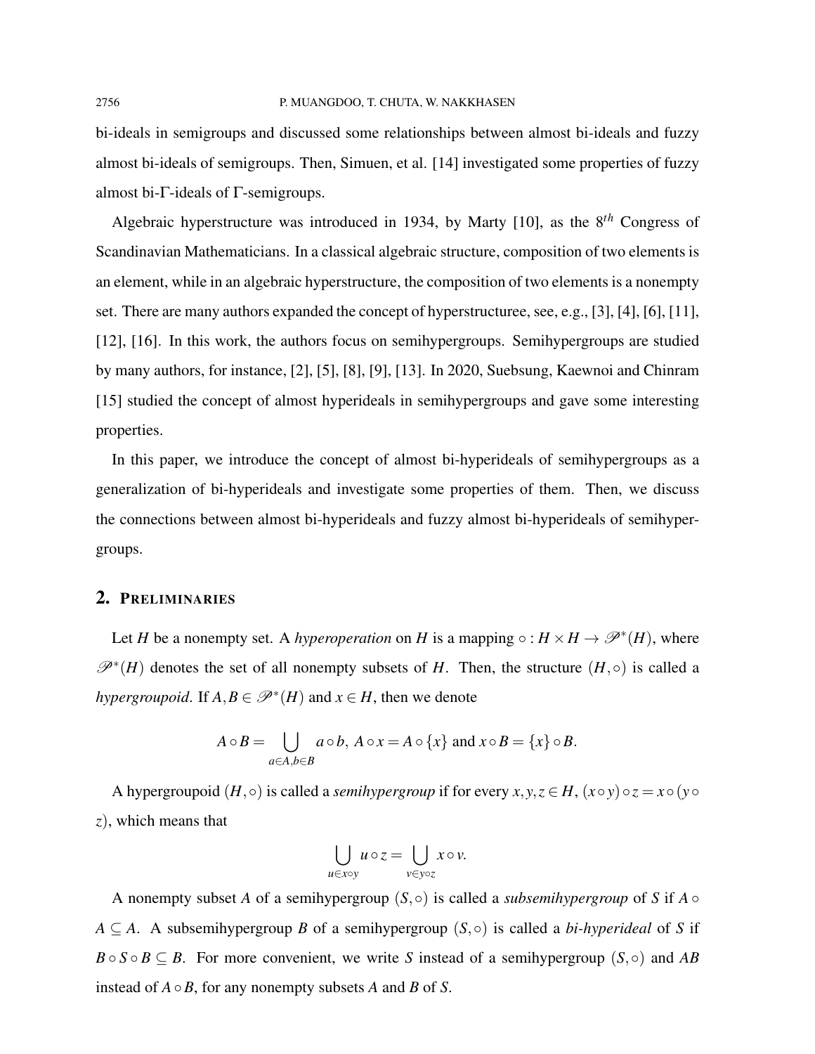bi-ideals in semigroups and discussed some relationships between almost bi-ideals and fuzzy almost bi-ideals of semigroups. Then, Simuen, et al. [14] investigated some properties of fuzzy almost bi-$\Gamma$-ideals of $\Gamma$-semigroups.

Algebraic hyperstructure was introduced in 1934, by Marty [10], as the $8^{th}$ Congress of Scandinavian Mathematicians. In a classical algebraic structure, composition of two elements is an element, while in an algebraic hyperstructure, the composition of two elements is a nonempty set. There are many authors expanded the concept of hyperstructuree, see, e.g., [3], [4], [6], [11], [12], [16]. In this work, the authors focus on semihypergroups. Semihypergroups are studied by many authors, for instance, [2], [5], [8], [9], [13]. In 2020, Suebsung, Kaewnoi and Chinram [15] studied the concept of almost hyperideals in semihypergroups and gave some interesting properties.

In this paper, we introduce the concept of almost bi-hyperideals of semihypergroups as a generalization of bi-hyperideals and investigate some properties of them. Then, we discuss the connections between almost bi-hyperideals and fuzzy almost bi-hyperideals of semihypergroups.

## 2. Preliminaries

Let $H$ be a nonempty set. A *hyperoperation* on $H$ is a mapping $\circ : H \times H \to \mathscr{P}^*(H)$, where $\mathscr{P}^*(H)$ denotes the set of all nonempty subsets of $H$. Then, the structure $(H, \circ)$ is called a *hypergroupoid*. If $A, B \in \mathscr{P}^*(H)$ and $x \in H$, then we denote

$$A \circ B = \bigcup_{a \in A, b \in B} a \circ b, \ A \circ x = A \circ \{x\} \text{ and } x \circ B = \{x\} \circ B.$$

A hypergroupoid $(H, \circ)$ is called a *semihypergroup* if for every $x, y, z \in H$, $(x \circ y) \circ z = x \circ (y \circ z)$, which means that

$$\bigcup_{u \in x \circ y} u \circ z = \bigcup_{v \in y \circ z} x \circ v.$$

A nonempty subset $A$ of a semihypergroup $(S, \circ)$ is called a *subsemihypergroup* of $S$ if $A \circ A \subseteq A$. A subsemihypergroup $B$ of a semihypergroup $(S, \circ)$ is called a *bi-hyperideal* of $S$ if $B \circ S \circ B \subseteq B$. For more convenient, we write $S$ instead of a semihypergroup $(S, \circ)$ and $AB$ instead of $A \circ B$, for any nonempty subsets $A$ and $B$ of $S$.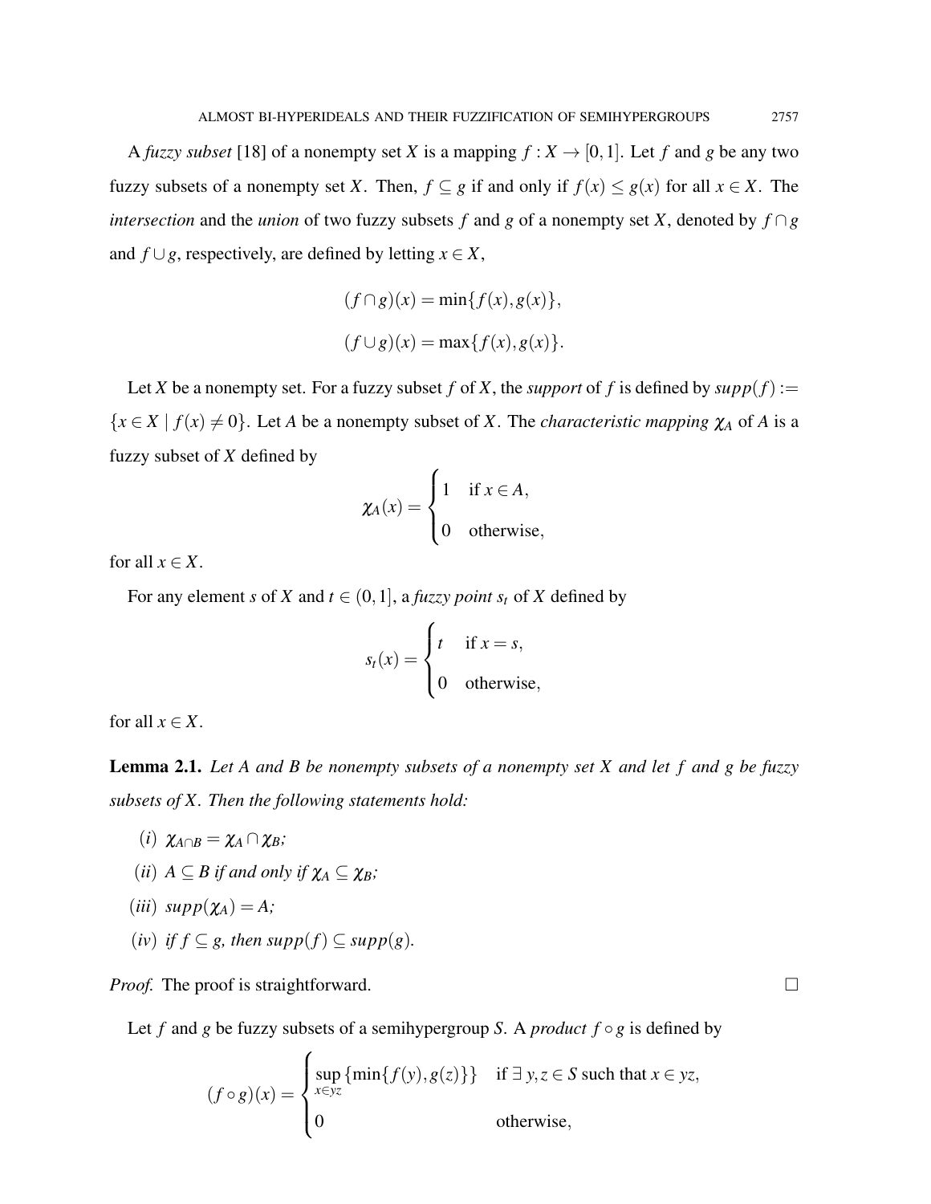A *fuzzy subset* [18] of a nonempty set $X$ is a mapping $f : X \to [0,1]$. Let $f$ and $g$ be any two fuzzy subsets of a nonempty set $X$. Then, $f \subseteq g$ if and only if $f(x) \leq g(x)$ for all $x \in X$. The *intersection* and the *union* of two fuzzy subsets $f$ and $g$ of a nonempty set $X$, denoted by $f \cap g$ and $f \cup g$, respectively, are defined by letting $x \in X$,

$$(f \cap g)(x) = \min\{f(x), g(x)\},$$

$$(f \cup g)(x) = \max\{f(x), g(x)\}.$$

Let $X$ be a nonempty set. For a fuzzy subset $f$ of $X$, the *support* of $f$ is defined by $supp(f) := \{x \in X \mid f(x) \neq 0\}$. Let $A$ be a nonempty subset of $X$. The *characteristic mapping* $\chi_A$ of $A$ is a fuzzy subset of $X$ defined by

$$\chi_A(x) = \begin{cases} 1 & \text{if } x \in A, \\ 0 & \text{otherwise,} \end{cases}$$

for all $x \in X$.

For any element $s$ of $X$ and $t \in (0,1]$, a *fuzzy point* $s_t$ of $X$ defined by

$$s_t(x) = \begin{cases} t & \text{if } x = s, \\ 0 & \text{otherwise,} \end{cases}$$

for all $x \in X$.

**Lemma 2.1.** *Let $A$ and $B$ be nonempty subsets of a nonempty set $X$ and let $f$ and $g$ be fuzzy subsets of $X$. Then the following statements hold:*

- $(i)$ $\chi_{A \cap B} = \chi_A \cap \chi_B$;
- $(ii)$ $A \subseteq B$ *if and only if* $\chi_A \subseteq \chi_B$;
- $(iii)$ $supp(\chi_A) = A$;
- $(iv)$ *if* $f \subseteq g$, *then* $supp(f) \subseteq supp(g)$.

*Proof.* The proof is straightforward. □

Let $f$ and $g$ be fuzzy subsets of a semihypergroup $S$. A *product* $f \circ g$ is defined by

$$(f \circ g)(x) = \begin{cases} \sup\limits_{x \in yz} \{\min\{f(y), g(z)\}\} & \text{if } \exists\, y, z \in S \text{ such that } x \in yz, \\ 0 & \text{otherwise,} \end{cases}$$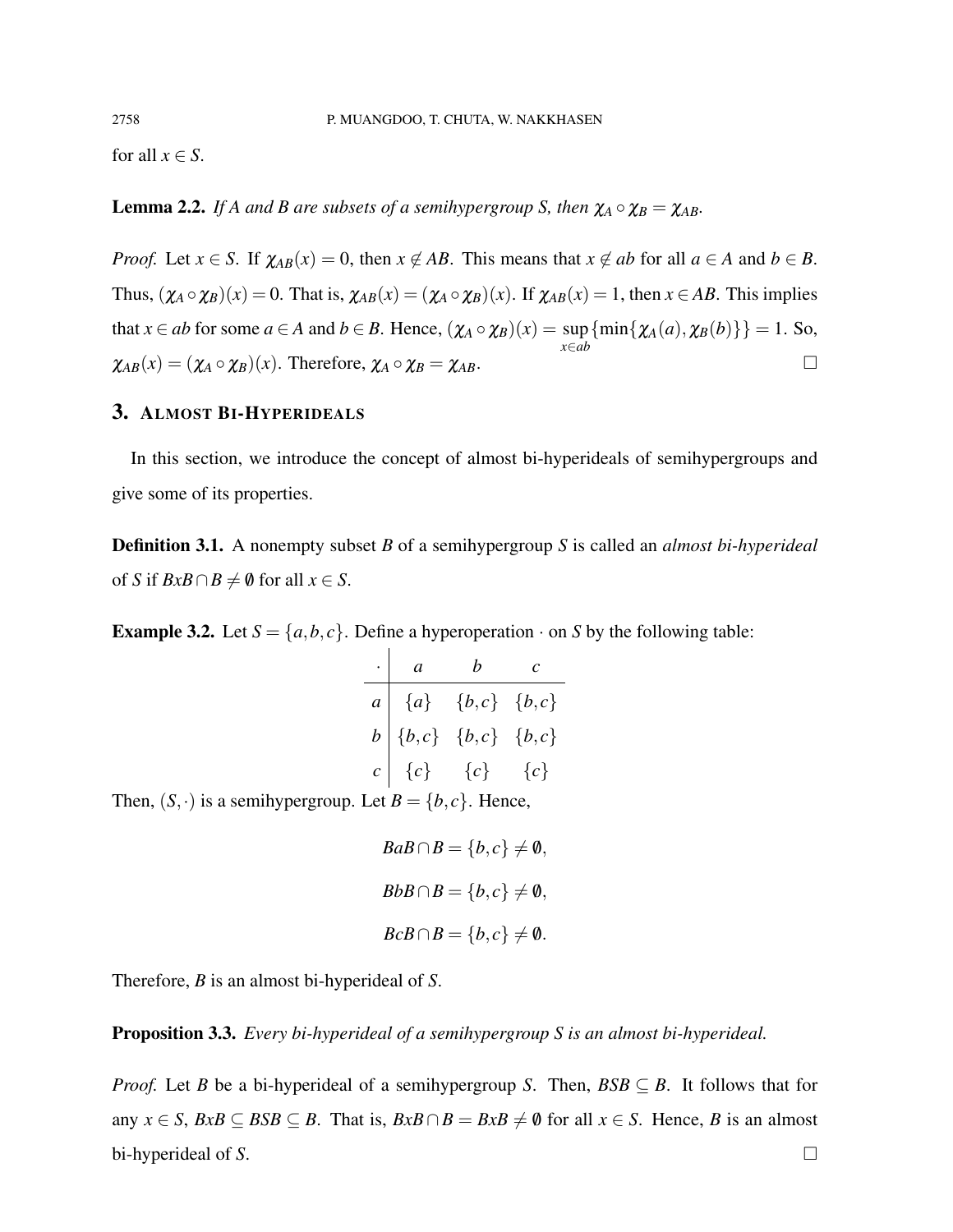for all $x \in S$.

**Lemma 2.2.** *If $A$ and $B$ are subsets of a semihypergroup $S$, then $\chi_A \circ \chi_B = \chi_{AB}$.*

*Proof.* Let $x \in S$. If $\chi_{AB}(x) = 0$, then $x \notin AB$. This means that $x \notin ab$ for all $a \in A$ and $b \in B$. Thus, $(\chi_A \circ \chi_B)(x) = 0$. That is, $\chi_{AB}(x) = (\chi_A \circ \chi_B)(x)$. If $\chi_{AB}(x) = 1$, then $x \in AB$. This implies that $x \in ab$ for some $a \in A$ and $b \in B$. Hence, $(\chi_A \circ \chi_B)(x) = \sup_{x \in ab}\{\min\{\chi_A(a), \chi_B(b)\}\} = 1$. So, $\chi_{AB}(x) = (\chi_A \circ \chi_B)(x)$. Therefore, $\chi_A \circ \chi_B = \chi_{AB}$. □

## 3. Almost Bi-Hyperideals

In this section, we introduce the concept of almost bi-hyperideals of semihypergroups and give some of its properties.

**Definition 3.1.** A nonempty subset $B$ of a semihypergroup $S$ is called an *almost bi-hyperideal* of $S$ if $BxB \cap B \neq \emptyset$ for all $x \in S$.

**Example 3.2.** Let $S = \{a, b, c\}$. Define a hyperoperation $\cdot$ on $S$ by the following table:

| $\cdot$ | $a$ | $b$ | $c$ |
|---|---|---|---|
| $a$ | $\{a\}$ | $\{b,c\}$ | $\{b,c\}$ |
| $b$ | $\{b,c\}$ | $\{b,c\}$ | $\{b,c\}$ |
| $c$ | $\{c\}$ | $\{c\}$ | $\{c\}$ |

Then, $(S, \cdot)$ is a semihypergroup. Let $B = \{b, c\}$. Hence,

$$BaB \cap B = \{b,c\} \neq \emptyset,$$

$$BbB \cap B = \{b,c\} \neq \emptyset,$$

$$BcB \cap B = \{b,c\} \neq \emptyset.$$

Therefore, $B$ is an almost bi-hyperideal of $S$.

**Proposition 3.3.** *Every bi-hyperideal of a semihypergroup $S$ is an almost bi-hyperideal.*

*Proof.* Let $B$ be a bi-hyperideal of a semihypergroup $S$. Then, $BSB \subseteq B$. It follows that for any $x \in S$, $BxB \subseteq BSB \subseteq B$. That is, $BxB \cap B = BxB \neq \emptyset$ for all $x \in S$. Hence, $B$ is an almost bi-hyperideal of $S$. □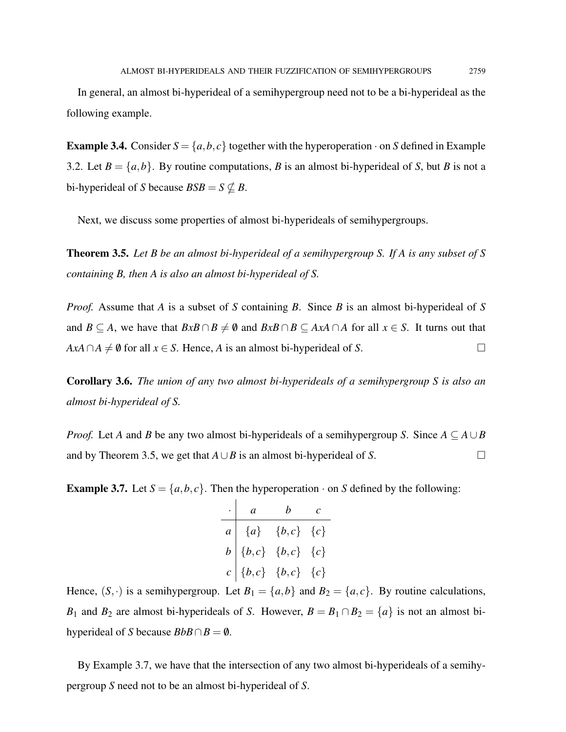In general, an almost bi-hyperideal of a semihypergroup need not to be a bi-hyperideal as the following example.

**Example 3.4.** Consider $S = \{a,b,c\}$ together with the hyperoperation $\cdot$ on $S$ defined in Example 3.2. Let $B = \{a,b\}$. By routine computations, $B$ is an almost bi-hyperideal of $S$, but $B$ is not a bi-hyperideal of $S$ because $BSB = S \nsubseteq B$.

Next, we discuss some properties of almost bi-hyperideals of semihypergroups.

**Theorem 3.5.** *Let $B$ be an almost bi-hyperideal of a semihypergroup $S$. If $A$ is any subset of $S$ containing $B$, then $A$ is also an almost bi-hyperideal of $S$.*

*Proof.* Assume that $A$ is a subset of $S$ containing $B$. Since $B$ is an almost bi-hyperideal of $S$ and $B \subseteq A$, we have that $BxB \cap B \neq \emptyset$ and $BxB \cap B \subseteq AxA \cap A$ for all $x \in S$. It turns out that $AxA \cap A \neq \emptyset$ for all $x \in S$. Hence, $A$ is an almost bi-hyperideal of $S$. $\square$

**Corollary 3.6.** *The union of any two almost bi-hyperideals of a semihypergroup $S$ is also an almost bi-hyperideal of $S$.*

*Proof.* Let $A$ and $B$ be any two almost bi-hyperideals of a semihypergroup $S$. Since $A \subseteq A \cup B$ and by Theorem 3.5, we get that $A \cup B$ is an almost bi-hyperideal of $S$. $\square$

**Example 3.7.** Let $S = \{a,b,c\}$. Then the hyperoperation $\cdot$ on $S$ defined by the following:

| $\cdot$ | $a$ | $b$ | $c$ |
|---|---|---|---|
| $a$ | $\{a\}$ | $\{b,c\}$ | $\{c\}$ |
| $b$ | $\{b,c\}$ | $\{b,c\}$ | $\{c\}$ |
| $c$ | $\{b,c\}$ | $\{b,c\}$ | $\{c\}$ |

Hence, $(S,\cdot)$ is a semihypergroup. Let $B_1 = \{a,b\}$ and $B_2 = \{a,c\}$. By routine calculations, $B_1$ and $B_2$ are almost bi-hyperideals of $S$. However, $B = B_1 \cap B_2 = \{a\}$ is not an almost bi-hyperideal of $S$ because $BbB \cap B = \emptyset$.

By Example 3.7, we have that the intersection of any two almost bi-hyperideals of a semihypergroup $S$ need not to be an almost bi-hyperideal of $S$.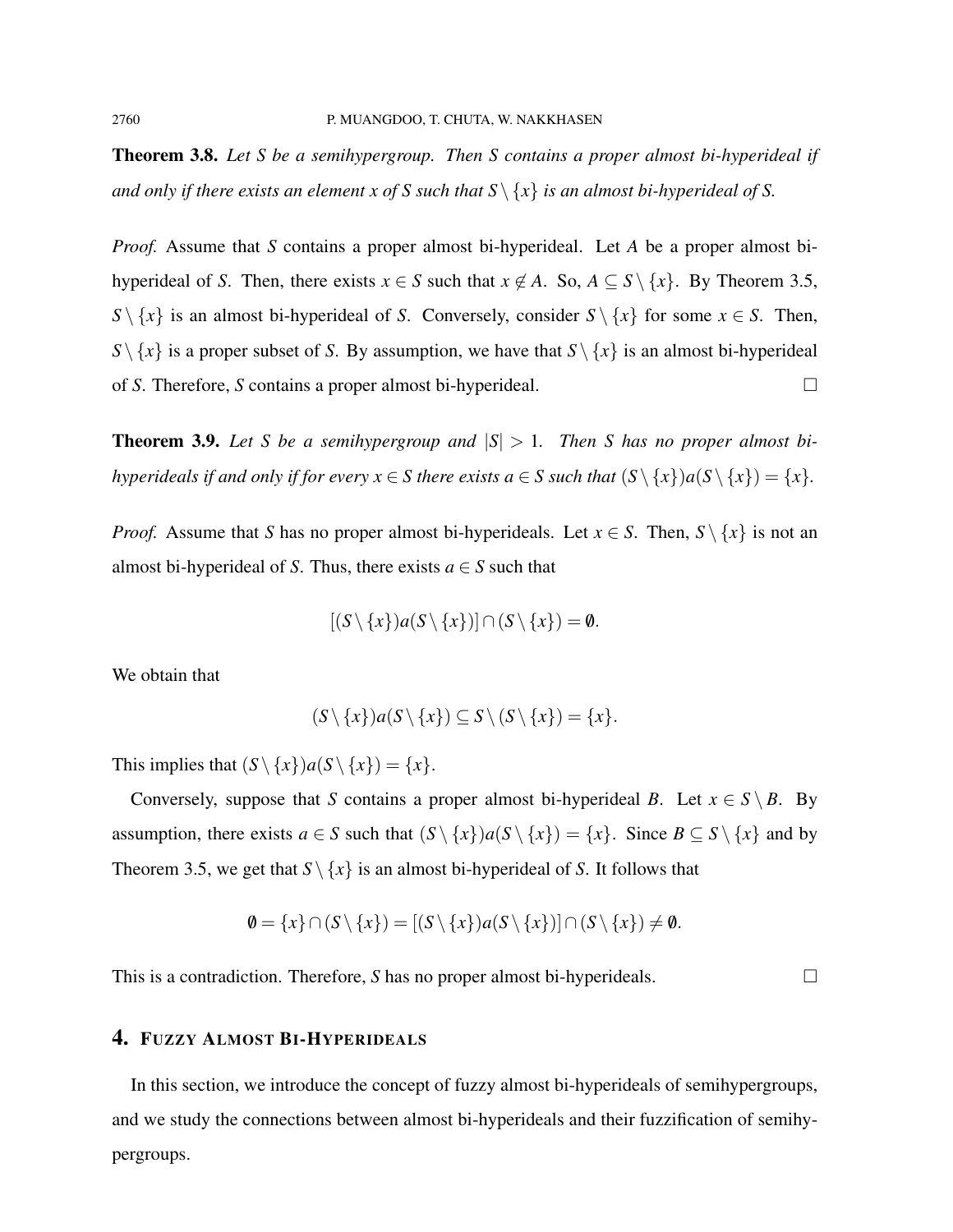**Theorem 3.8.** *Let $S$ be a semihypergroup. Then $S$ contains a proper almost bi-hyperideal if and only if there exists an element $x$ of $S$ such that $S \setminus \{x\}$ is an almost bi-hyperideal of $S$.*

*Proof.* Assume that $S$ contains a proper almost bi-hyperideal. Let $A$ be a proper almost bi-hyperideal of $S$. Then, there exists $x \in S$ such that $x \notin A$. So, $A \subseteq S \setminus \{x\}$. By Theorem 3.5, $S \setminus \{x\}$ is an almost bi-hyperideal of $S$. Conversely, consider $S \setminus \{x\}$ for some $x \in S$. Then, $S \setminus \{x\}$ is a proper subset of $S$. By assumption, we have that $S \setminus \{x\}$ is an almost bi-hyperideal of $S$. Therefore, $S$ contains a proper almost bi-hyperideal. $\square$

**Theorem 3.9.** *Let $S$ be a semihypergroup and $|S| > 1$. Then $S$ has no proper almost bi-hyperideals if and only if for every $x \in S$ there exists $a \in S$ such that $(S \setminus \{x\})a(S \setminus \{x\}) = \{x\}$.*

*Proof.* Assume that $S$ has no proper almost bi-hyperideals. Let $x \in S$. Then, $S \setminus \{x\}$ is not an almost bi-hyperideal of $S$. Thus, there exists $a \in S$ such that

$$[(S \setminus \{x\})a(S \setminus \{x\})] \cap (S \setminus \{x\}) = \emptyset.$$

We obtain that

$$(S \setminus \{x\})a(S \setminus \{x\}) \subseteq S \setminus (S \setminus \{x\}) = \{x\}.$$

This implies that $(S \setminus \{x\})a(S \setminus \{x\}) = \{x\}$.

Conversely, suppose that $S$ contains a proper almost bi-hyperideal $B$. Let $x \in S \setminus B$. By assumption, there exists $a \in S$ such that $(S \setminus \{x\})a(S \setminus \{x\}) = \{x\}$. Since $B \subseteq S \setminus \{x\}$ and by Theorem 3.5, we get that $S \setminus \{x\}$ is an almost bi-hyperideal of $S$. It follows that

$$\emptyset = \{x\} \cap (S \setminus \{x\}) = [(S \setminus \{x\})a(S \setminus \{x\})] \cap (S \setminus \{x\}) \neq \emptyset.$$

This is a contradiction. Therefore, $S$ has no proper almost bi-hyperideals. $\square$

## 4. Fuzzy Almost Bi-Hyperideals

In this section, we introduce the concept of fuzzy almost bi-hyperideals of semihypergroups, and we study the connections between almost bi-hyperideals and their fuzzification of semihypergroups.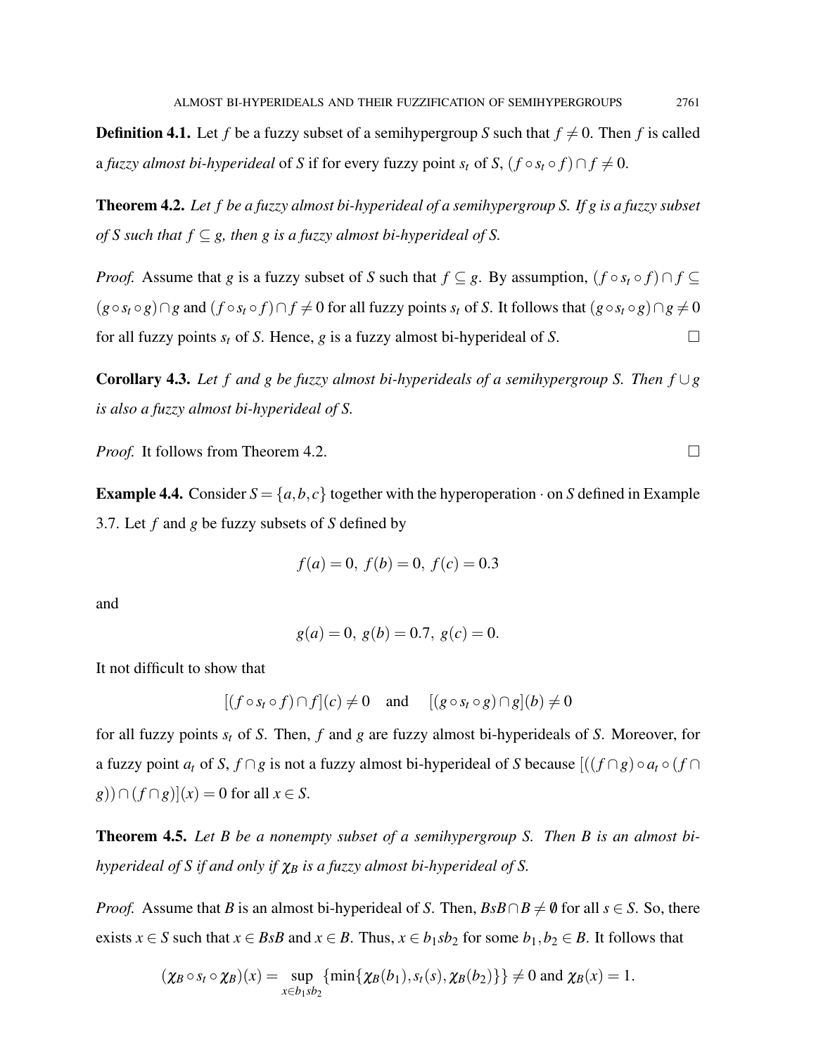**Definition 4.1.** Let $f$ be a fuzzy subset of a semihypergroup $S$ such that $f \neq 0$. Then $f$ is called a *fuzzy almost bi-hyperideal* of $S$ if for every fuzzy point $s_t$ of $S$, $(f \circ s_t \circ f) \cap f \neq 0$.

**Theorem 4.2.** *Let $f$ be a fuzzy almost bi-hyperideal of a semihypergroup $S$. If $g$ is a fuzzy subset of $S$ such that $f \subseteq g$, then $g$ is a fuzzy almost bi-hyperideal of $S$.*

*Proof.* Assume that $g$ is a fuzzy subset of $S$ such that $f \subseteq g$. By assumption, $(f \circ s_t \circ f) \cap f \subseteq (g \circ s_t \circ g) \cap g$ and $(f \circ s_t \circ f) \cap f \neq 0$ for all fuzzy points $s_t$ of $S$. It follows that $(g \circ s_t \circ g) \cap g \neq 0$ for all fuzzy points $s_t$ of $S$. Hence, $g$ is a fuzzy almost bi-hyperideal of $S$. $\square$

**Corollary 4.3.** *Let $f$ and $g$ be fuzzy almost bi-hyperideals of a semihypergroup $S$. Then $f \cup g$ is also a fuzzy almost bi-hyperideal of $S$.*

*Proof.* It follows from Theorem 4.2. $\square$

**Example 4.4.** Consider $S = \{a, b, c\}$ together with the hyperoperation $\cdot$ on $S$ defined in Example 3.7. Let $f$ and $g$ be fuzzy subsets of $S$ defined by

$$f(a) = 0, \ f(b) = 0, \ f(c) = 0.3$$

and

$$g(a) = 0, \ g(b) = 0.7, \ g(c) = 0.$$

It not difficult to show that

$$[(f \circ s_t \circ f) \cap f](c) \neq 0 \quad \text{and} \quad [(g \circ s_t \circ g) \cap g](b) \neq 0$$

for all fuzzy points $s_t$ of $S$. Then, $f$ and $g$ are fuzzy almost bi-hyperideals of $S$. Moreover, for a fuzzy point $a_t$ of $S$, $f \cap g$ is not a fuzzy almost bi-hyperideal of $S$ because $[((f \cap g) \circ a_t \circ (f \cap g)) \cap (f \cap g)](x) = 0$ for all $x \in S$.

**Theorem 4.5.** *Let $B$ be a nonempty subset of a semihypergroup $S$. Then $B$ is an almost bi-hyperideal of $S$ if and only if $\chi_B$ is a fuzzy almost bi-hyperideal of $S$.*

*Proof.* Assume that $B$ is an almost bi-hyperideal of $S$. Then, $BsB \cap B \neq \emptyset$ for all $s \in S$. So, there exists $x \in S$ such that $x \in BsB$ and $x \in B$. Thus, $x \in b_1 s b_2$ for some $b_1, b_2 \in B$. It follows that

$$(\chi_B \circ s_t \circ \chi_B)(x) = \sup_{x \in b_1 s b_2} \{\min\{\chi_B(b_1), s_t(s), \chi_B(b_2)\}\} \neq 0 \text{ and } \chi_B(x) = 1.$$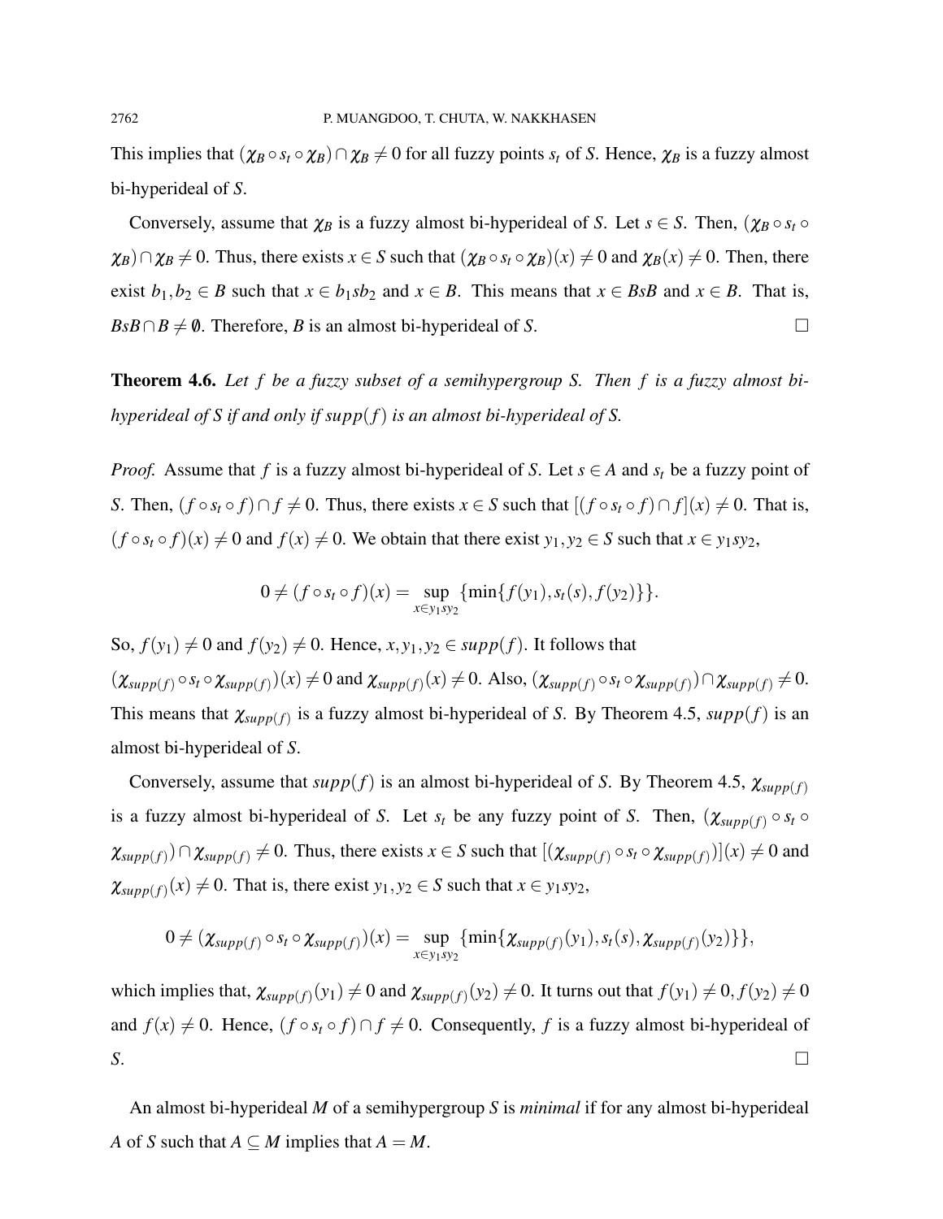This implies that $(\chi_B \circ s_t \circ \chi_B) \cap \chi_B \neq 0$ for all fuzzy points $s_t$ of $S$. Hence, $\chi_B$ is a fuzzy almost bi-hyperideal of $S$.

Conversely, assume that $\chi_B$ is a fuzzy almost bi-hyperideal of $S$. Let $s \in S$. Then, $(\chi_B \circ s_t \circ \chi_B) \cap \chi_B \neq 0$. Thus, there exists $x \in S$ such that $(\chi_B \circ s_t \circ \chi_B)(x) \neq 0$ and $\chi_B(x) \neq 0$. Then, there exist $b_1, b_2 \in B$ such that $x \in b_1 s b_2$ and $x \in B$. This means that $x \in BsB$ and $x \in B$. That is, $BsB \cap B \neq \emptyset$. Therefore, $B$ is an almost bi-hyperideal of $S$. □

**Theorem 4.6.** *Let $f$ be a fuzzy subset of a semihypergroup $S$. Then $f$ is a fuzzy almost bi-hyperideal of $S$ if and only if $supp(f)$ is an almost bi-hyperideal of $S$.*

*Proof.* Assume that $f$ is a fuzzy almost bi-hyperideal of $S$. Let $s \in A$ and $s_t$ be a fuzzy point of $S$. Then, $(f \circ s_t \circ f) \cap f \neq 0$. Thus, there exists $x \in S$ such that $[(f \circ s_t \circ f) \cap f](x) \neq 0$. That is, $(f \circ s_t \circ f)(x) \neq 0$ and $f(x) \neq 0$. We obtain that there exist $y_1, y_2 \in S$ such that $x \in y_1 s y_2$,

$$0 \neq (f \circ s_t \circ f)(x) = \sup_{x \in y_1 s y_2} \{\min\{f(y_1), s_t(s), f(y_2)\}\}.$$

So, $f(y_1) \neq 0$ and $f(y_2) \neq 0$. Hence, $x, y_1, y_2 \in supp(f)$. It follows that $(\chi_{supp(f)} \circ s_t \circ \chi_{supp(f)})(x) \neq 0$ and $\chi_{supp(f)}(x) \neq 0$. Also, $(\chi_{supp(f)} \circ s_t \circ \chi_{supp(f)}) \cap \chi_{supp(f)} \neq 0$. This means that $\chi_{supp(f)}$ is a fuzzy almost bi-hyperideal of $S$. By Theorem 4.5, $supp(f)$ is an almost bi-hyperideal of $S$.

Conversely, assume that $supp(f)$ is an almost bi-hyperideal of $S$. By Theorem 4.5, $\chi_{supp(f)}$ is a fuzzy almost bi-hyperideal of $S$. Let $s_t$ be any fuzzy point of $S$. Then, $(\chi_{supp(f)} \circ s_t \circ \chi_{supp(f)}) \cap \chi_{supp(f)} \neq 0$. Thus, there exists $x \in S$ such that $[(\chi_{supp(f)} \circ s_t \circ \chi_{supp(f)})](x) \neq 0$ and $\chi_{supp(f)}(x) \neq 0$. That is, there exist $y_1, y_2 \in S$ such that $x \in y_1 s y_2$,

$$0 \neq (\chi_{supp(f)} \circ s_t \circ \chi_{supp(f)})(x) = \sup_{x \in y_1 s y_2} \{\min\{\chi_{supp(f)}(y_1), s_t(s), \chi_{supp(f)}(y_2)\}\},$$

which implies that, $\chi_{supp(f)}(y_1) \neq 0$ and $\chi_{supp(f)}(y_2) \neq 0$. It turns out that $f(y_1) \neq 0, f(y_2) \neq 0$ and $f(x) \neq 0$. Hence, $(f \circ s_t \circ f) \cap f \neq 0$. Consequently, $f$ is a fuzzy almost bi-hyperideal of $S$. □

An almost bi-hyperideal $M$ of a semihypergroup $S$ is *minimal* if for any almost bi-hyperideal $A$ of $S$ such that $A \subseteq M$ implies that $A = M$.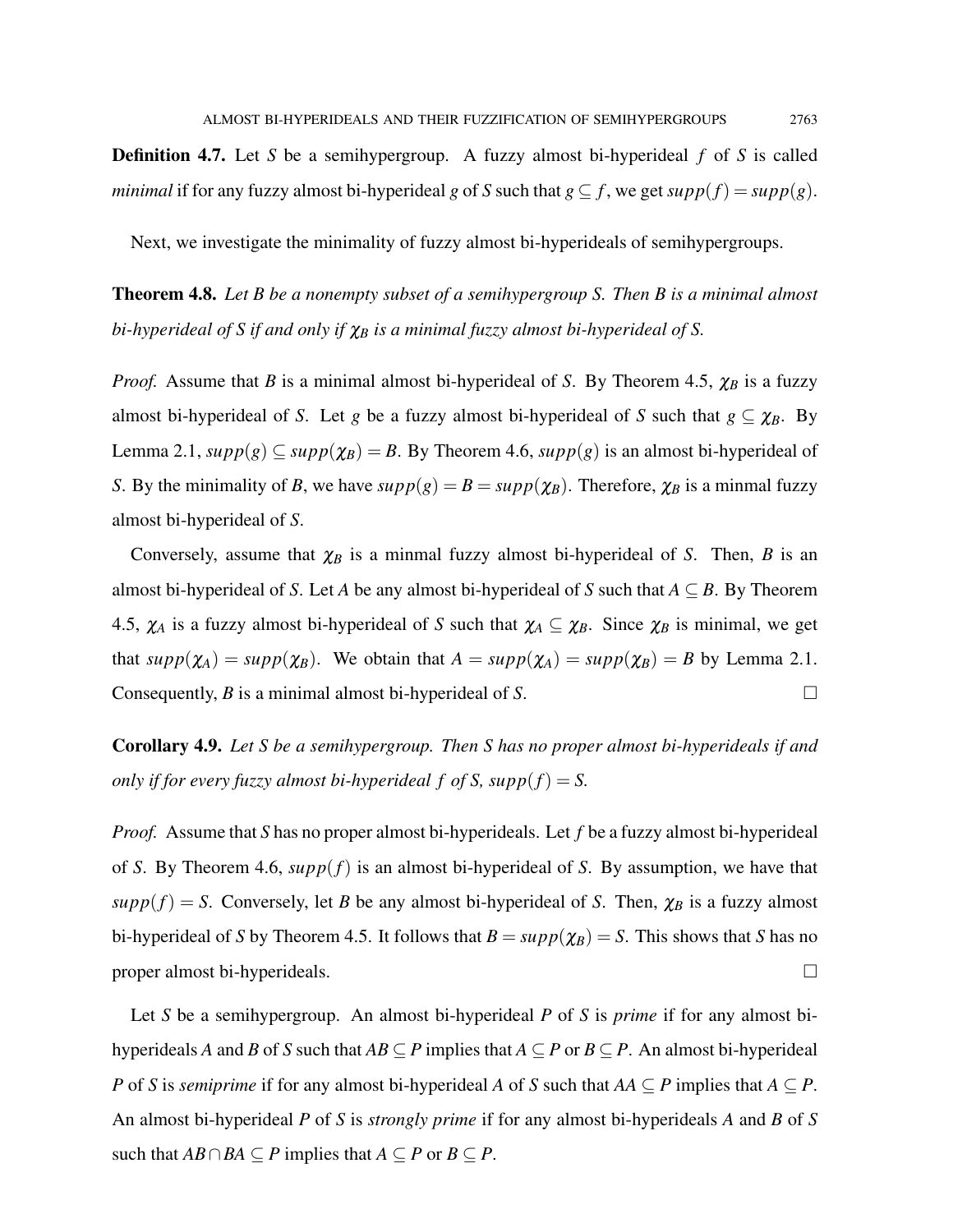**Definition 4.7.** Let $S$ be a semihypergroup. A fuzzy almost bi-hyperideal $f$ of $S$ is called *minimal* if for any fuzzy almost bi-hyperideal $g$ of $S$ such that $g \subseteq f$, we get $supp(f) = supp(g)$.

Next, we investigate the minimality of fuzzy almost bi-hyperideals of semihypergroups.

**Theorem 4.8.** *Let $B$ be a nonempty subset of a semihypergroup $S$. Then $B$ is a minimal almost bi-hyperideal of $S$ if and only if $\chi_B$ is a minimal fuzzy almost bi-hyperideal of $S$.*

*Proof.* Assume that $B$ is a minimal almost bi-hyperideal of $S$. By Theorem 4.5, $\chi_B$ is a fuzzy almost bi-hyperideal of $S$. Let $g$ be a fuzzy almost bi-hyperideal of $S$ such that $g \subseteq \chi_B$. By Lemma 2.1, $supp(g) \subseteq supp(\chi_B) = B$. By Theorem 4.6, $supp(g)$ is an almost bi-hyperideal of $S$. By the minimality of $B$, we have $supp(g) = B = supp(\chi_B)$. Therefore, $\chi_B$ is a minmal fuzzy almost bi-hyperideal of $S$.

Conversely, assume that $\chi_B$ is a minmal fuzzy almost bi-hyperideal of $S$. Then, $B$ is an almost bi-hyperideal of $S$. Let $A$ be any almost bi-hyperideal of $S$ such that $A \subseteq B$. By Theorem 4.5, $\chi_A$ is a fuzzy almost bi-hyperideal of $S$ such that $\chi_A \subseteq \chi_B$. Since $\chi_B$ is minimal, we get that $supp(\chi_A) = supp(\chi_B)$. We obtain that $A = supp(\chi_A) = supp(\chi_B) = B$ by Lemma 2.1. Consequently, $B$ is a minimal almost bi-hyperideal of $S$. □

**Corollary 4.9.** *Let $S$ be a semihypergroup. Then $S$ has no proper almost bi-hyperideals if and only if for every fuzzy almost bi-hyperideal $f$ of $S$, $supp(f) = S$.*

*Proof.* Assume that $S$ has no proper almost bi-hyperideals. Let $f$ be a fuzzy almost bi-hyperideal of $S$. By Theorem 4.6, $supp(f)$ is an almost bi-hyperideal of $S$. By assumption, we have that $supp(f) = S$. Conversely, let $B$ be any almost bi-hyperideal of $S$. Then, $\chi_B$ is a fuzzy almost bi-hyperideal of $S$ by Theorem 4.5. It follows that $B = supp(\chi_B) = S$. This shows that $S$ has no proper almost bi-hyperideals. □

Let $S$ be a semihypergroup. An almost bi-hyperideal $P$ of $S$ is *prime* if for any almost bi-hyperideals $A$ and $B$ of $S$ such that $AB \subseteq P$ implies that $A \subseteq P$ or $B \subseteq P$. An almost bi-hyperideal $P$ of $S$ is *semiprime* if for any almost bi-hyperideal $A$ of $S$ such that $AA \subseteq P$ implies that $A \subseteq P$. An almost bi-hyperideal $P$ of $S$ is *strongly prime* if for any almost bi-hyperideals $A$ and $B$ of $S$ such that $AB \cap BA \subseteq P$ implies that $A \subseteq P$ or $B \subseteq P$.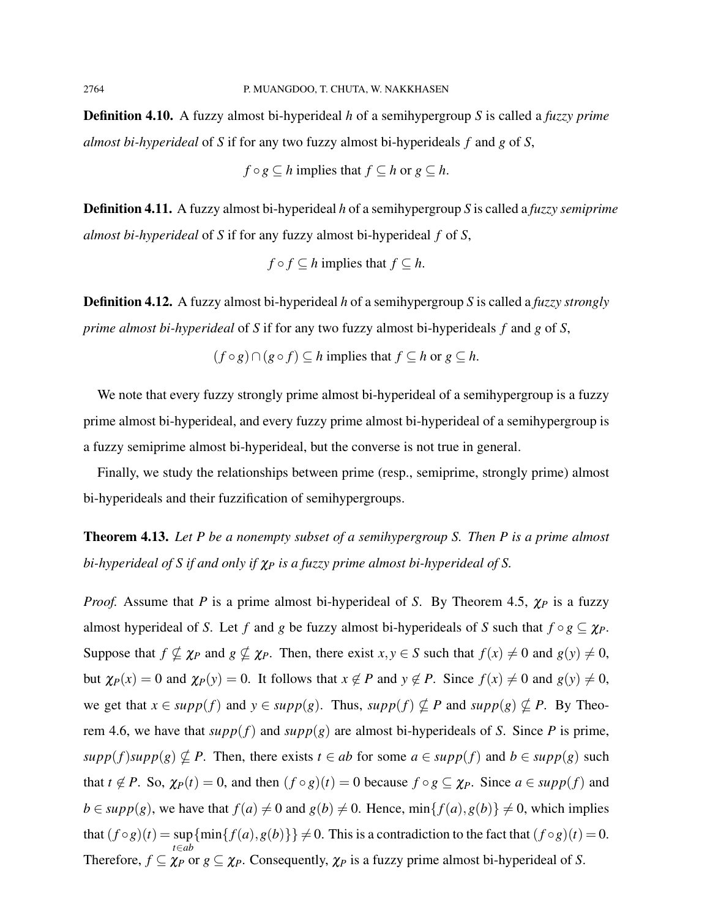**Definition 4.10.** A fuzzy almost bi-hyperideal $h$ of a semihypergroup $S$ is called a *fuzzy prime almost bi-hyperideal* of $S$ if for any two fuzzy almost bi-hyperideals $f$ and $g$ of $S$,

$$f \circ g \subseteq h \text{ implies that } f \subseteq h \text{ or } g \subseteq h.$$

**Definition 4.11.** A fuzzy almost bi-hyperideal $h$ of a semihypergroup $S$ is called a *fuzzy semiprime almost bi-hyperideal* of $S$ if for any fuzzy almost bi-hyperideal $f$ of $S$,

$$f \circ f \subseteq h \text{ implies that } f \subseteq h.$$

**Definition 4.12.** A fuzzy almost bi-hyperideal $h$ of a semihypergroup $S$ is called a *fuzzy strongly prime almost bi-hyperideal* of $S$ if for any two fuzzy almost bi-hyperideals $f$ and $g$ of $S$,

$$(f \circ g) \cap (g \circ f) \subseteq h \text{ implies that } f \subseteq h \text{ or } g \subseteq h.$$

We note that every fuzzy strongly prime almost bi-hyperideal of a semihypergroup is a fuzzy prime almost bi-hyperideal, and every fuzzy prime almost bi-hyperideal of a semihypergroup is a fuzzy semiprime almost bi-hyperideal, but the converse is not true in general.

Finally, we study the relationships between prime (resp., semiprime, strongly prime) almost bi-hyperideals and their fuzzification of semihypergroups.

**Theorem 4.13.** *Let $P$ be a nonempty subset of a semihypergroup $S$. Then $P$ is a prime almost bi-hyperideal of $S$ if and only if $\chi_P$ is a fuzzy prime almost bi-hyperideal of $S$.*

*Proof.* Assume that $P$ is a prime almost bi-hyperideal of $S$. By Theorem 4.5, $\chi_P$ is a fuzzy almost hyperideal of $S$. Let $f$ and $g$ be fuzzy almost bi-hyperideals of $S$ such that $f \circ g \subseteq \chi_P$. Suppose that $f \nsubseteq \chi_P$ and $g \nsubseteq \chi_P$. Then, there exist $x, y \in S$ such that $f(x) \neq 0$ and $g(y) \neq 0$, but $\chi_P(x) = 0$ and $\chi_P(y) = 0$. It follows that $x \notin P$ and $y \notin P$. Since $f(x) \neq 0$ and $g(y) \neq 0$, we get that $x \in supp(f)$ and $y \in supp(g)$. Thus, $supp(f) \nsubseteq P$ and $supp(g) \nsubseteq P$. By Theorem 4.6, we have that $supp(f)$ and $supp(g)$ are almost bi-hyperideals of $S$. Since $P$ is prime, $supp(f)supp(g) \nsubseteq P$. Then, there exists $t \in ab$ for some $a \in supp(f)$ and $b \in supp(g)$ such that $t \notin P$. So, $\chi_P(t) = 0$, and then $(f \circ g)(t) = 0$ because $f \circ g \subseteq \chi_P$. Since $a \in supp(f)$ and $b \in supp(g)$, we have that $f(a) \neq 0$ and $g(b) \neq 0$. Hence, $\min\{f(a), g(b)\} \neq 0$, which implies that $(f \circ g)(t) = \sup\limits_{t \in ab}\{\min\{f(a), g(b)\}\} \neq 0$. This is a contradiction to the fact that $(f \circ g)(t) = 0$. Therefore, $f \subseteq \chi_P$ or $g \subseteq \chi_P$. Consequently, $\chi_P$ is a fuzzy prime almost bi-hyperideal of $S$.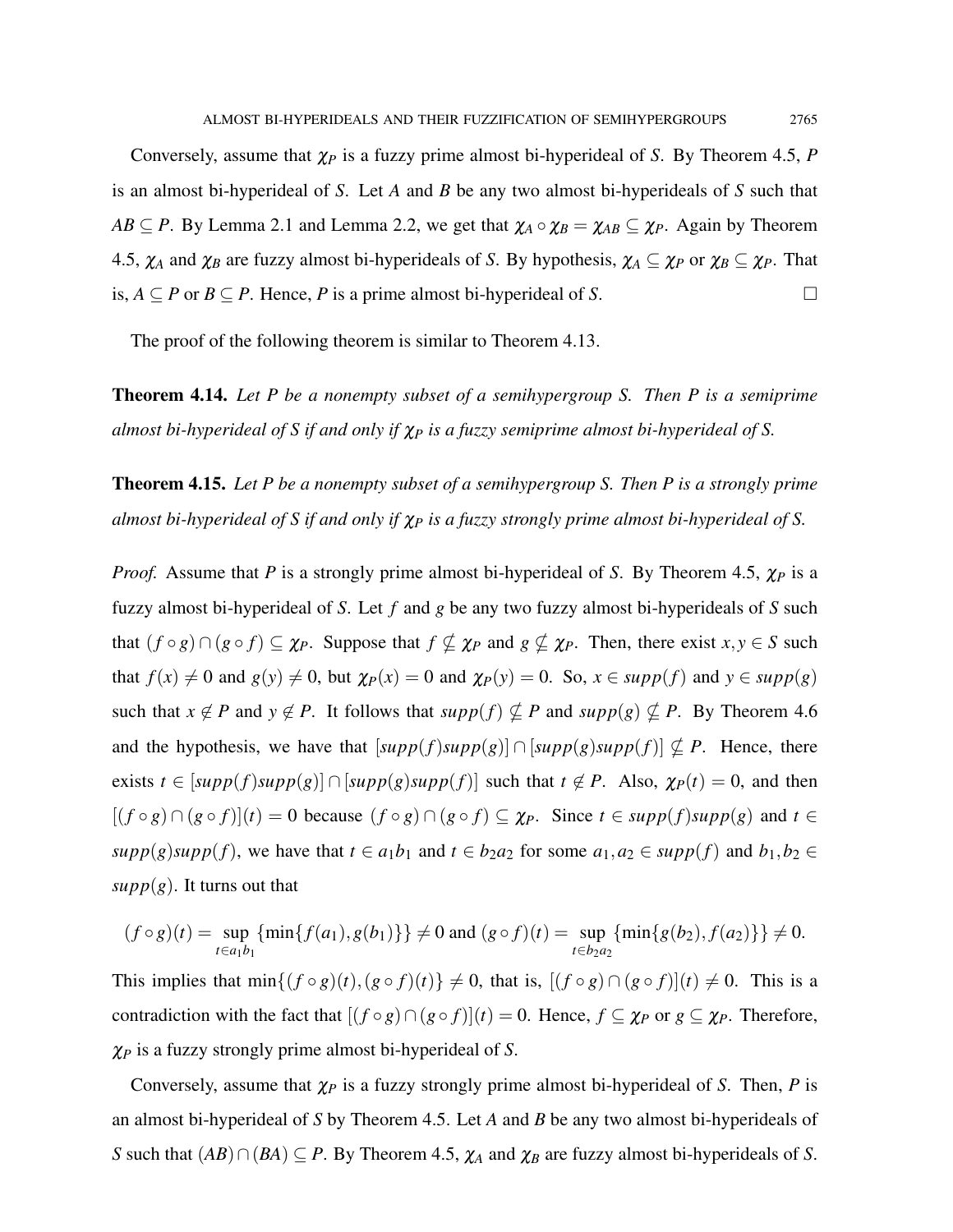Conversely, assume that $\chi_P$ is a fuzzy prime almost bi-hyperideal of $S$. By Theorem 4.5, $P$ is an almost bi-hyperideal of $S$. Let $A$ and $B$ be any two almost bi-hyperideals of $S$ such that $AB \subseteq P$. By Lemma 2.1 and Lemma 2.2, we get that $\chi_A \circ \chi_B = \chi_{AB} \subseteq \chi_P$. Again by Theorem 4.5, $\chi_A$ and $\chi_B$ are fuzzy almost bi-hyperideals of $S$. By hypothesis, $\chi_A \subseteq \chi_P$ or $\chi_B \subseteq \chi_P$. That is, $A \subseteq P$ or $B \subseteq P$. Hence, $P$ is a prime almost bi-hyperideal of $S$. □

The proof of the following theorem is similar to Theorem 4.13.

**Theorem 4.14.** *Let $P$ be a nonempty subset of a semihypergroup $S$. Then $P$ is a semiprime almost bi-hyperideal of $S$ if and only if $\chi_P$ is a fuzzy semiprime almost bi-hyperideal of $S$.*

**Theorem 4.15.** *Let $P$ be a nonempty subset of a semihypergroup $S$. Then $P$ is a strongly prime almost bi-hyperideal of $S$ if and only if $\chi_P$ is a fuzzy strongly prime almost bi-hyperideal of $S$.*

*Proof.* Assume that $P$ is a strongly prime almost bi-hyperideal of $S$. By Theorem 4.5, $\chi_P$ is a fuzzy almost bi-hyperideal of $S$. Let $f$ and $g$ be any two fuzzy almost bi-hyperideals of $S$ such that $(f \circ g) \cap (g \circ f) \subseteq \chi_P$. Suppose that $f \nsubseteq \chi_P$ and $g \nsubseteq \chi_P$. Then, there exist $x, y \in S$ such that $f(x) \neq 0$ and $g(y) \neq 0$, but $\chi_P(x) = 0$ and $\chi_P(y) = 0$. So, $x \in supp(f)$ and $y \in supp(g)$ such that $x \notin P$ and $y \notin P$. It follows that $supp(f) \nsubseteq P$ and $supp(g) \nsubseteq P$. By Theorem 4.6 and the hypothesis, we have that $[supp(f)supp(g)] \cap [supp(g)supp(f)] \nsubseteq P$. Hence, there exists $t \in [supp(f)supp(g)] \cap [supp(g)supp(f)]$ such that $t \notin P$. Also, $\chi_P(t) = 0$, and then $[(f \circ g) \cap (g \circ f)](t) = 0$ because $(f \circ g) \cap (g \circ f) \subseteq \chi_P$. Since $t \in supp(f)supp(g)$ and $t \in supp(g)supp(f)$, we have that $t \in a_1 b_1$ and $t \in b_2 a_2$ for some $a_1, a_2 \in supp(f)$ and $b_1, b_2 \in supp(g)$. It turns out that

$$(f \circ g)(t) = \sup_{t \in a_1 b_1} \{\min\{f(a_1), g(b_1)\}\} \neq 0 \text{ and } (g \circ f)(t) = \sup_{t \in b_2 a_2} \{\min\{g(b_2), f(a_2)\}\} \neq 0.$$

This implies that $\min\{(f \circ g)(t), (g \circ f)(t)\} \neq 0$, that is, $[(f \circ g) \cap (g \circ f)](t) \neq 0$. This is a contradiction with the fact that $[(f \circ g) \cap (g \circ f)](t) = 0$. Hence, $f \subseteq \chi_P$ or $g \subseteq \chi_P$. Therefore, $\chi_P$ is a fuzzy strongly prime almost bi-hyperideal of $S$.

Conversely, assume that $\chi_P$ is a fuzzy strongly prime almost bi-hyperideal of $S$. Then, $P$ is an almost bi-hyperideal of $S$ by Theorem 4.5. Let $A$ and $B$ be any two almost bi-hyperideals of $S$ such that $(AB) \cap (BA) \subseteq P$. By Theorem 4.5, $\chi_A$ and $\chi_B$ are fuzzy almost bi-hyperideals of $S$.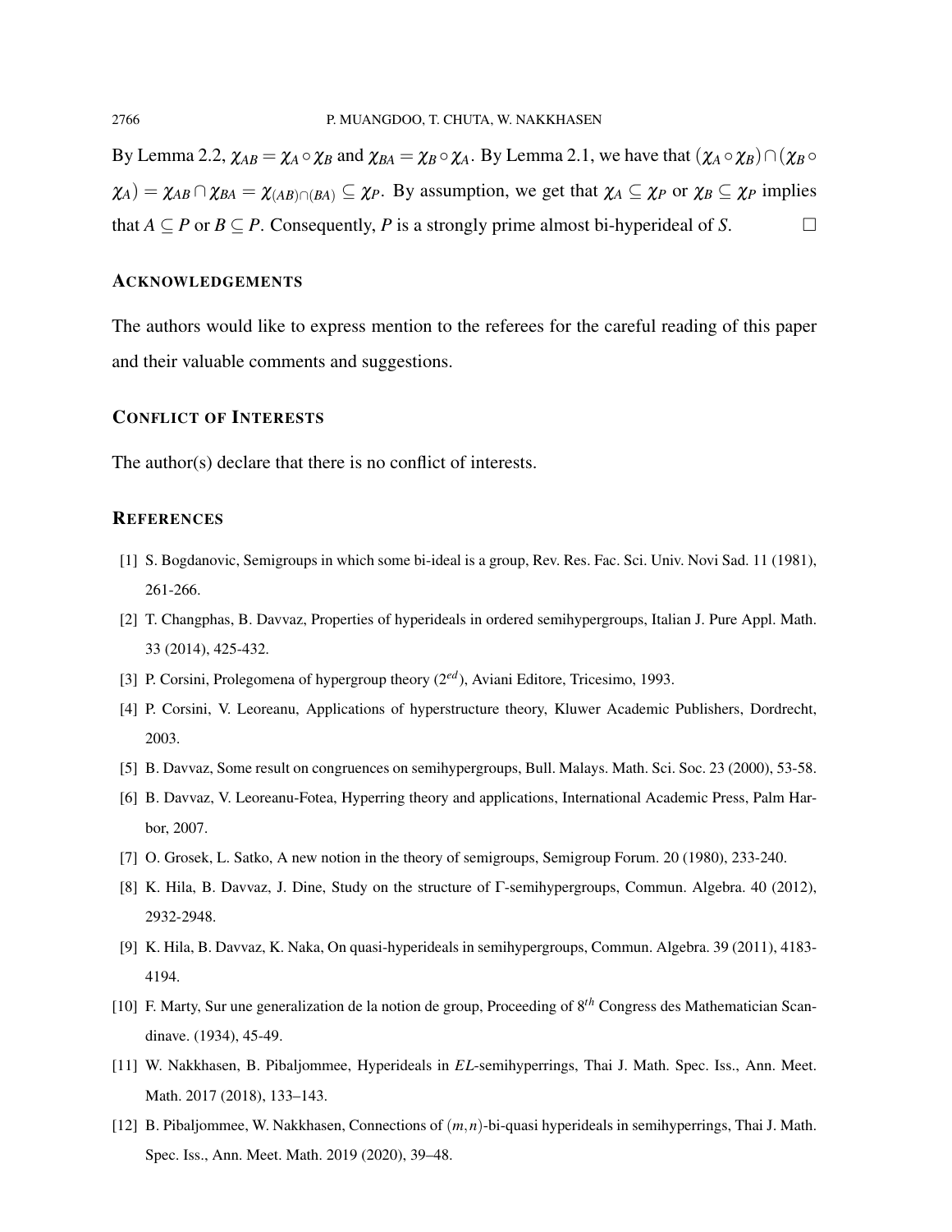By Lemma 2.2, $\chi_{AB} = \chi_A \circ \chi_B$ and $\chi_{BA} = \chi_B \circ \chi_A$. By Lemma 2.1, we have that $(\chi_A \circ \chi_B) \cap (\chi_B \circ \chi_A) = \chi_{AB} \cap \chi_{BA} = \chi_{(AB) \cap (BA)} \subseteq \chi_P$. By assumption, we get that $\chi_A \subseteq \chi_P$ or $\chi_B \subseteq \chi_P$ implies that $A \subseteq P$ or $B \subseteq P$. Consequently, $P$ is a strongly prime almost bi-hyperideal of $S$. □

## ACKNOWLEDGEMENTS

The authors would like to express mention to the referees for the careful reading of this paper and their valuable comments and suggestions.

## CONFLICT OF INTERESTS

The author(s) declare that there is no conflict of interests.

## REFERENCES

[1] S. Bogdanovic, Semigroups in which some bi-ideal is a group, Rev. Res. Fac. Sci. Univ. Novi Sad. 11 (1981), 261-266.

[2] T. Changphas, B. Davvaz, Properties of hyperideals in ordered semihypergroups, Italian J. Pure Appl. Math. 33 (2014), 425-432.

[3] P. Corsini, Prolegomena of hypergroup theory ($2^{ed}$), Aviani Editore, Tricesimo, 1993.

[4] P. Corsini, V. Leoreanu, Applications of hyperstructure theory, Kluwer Academic Publishers, Dordrecht, 2003.

[5] B. Davvaz, Some result on congruences on semihypergroups, Bull. Malays. Math. Sci. Soc. 23 (2000), 53-58.

[6] B. Davvaz, V. Leoreanu-Fotea, Hyperring theory and applications, International Academic Press, Palm Harbor, 2007.

[7] O. Grosek, L. Satko, A new notion in the theory of semigroups, Semigroup Forum. 20 (1980), 233-240.

[8] K. Hila, B. Davvaz, J. Dine, Study on the structure of Γ-semihypergroups, Commun. Algebra. 40 (2012), 2932-2948.

[9] K. Hila, B. Davvaz, K. Naka, On quasi-hyperideals in semihypergroups, Commun. Algebra. 39 (2011), 4183-4194.

[10] F. Marty, Sur une generalization de la notion de group, Proceeding of $8^{th}$ Congress des Mathematician Scandinave. (1934), 45-49.

[11] W. Nakkhasen, B. Pibaljommee, Hyperideals in *EL*-semihyperrings, Thai J. Math. Spec. Iss., Ann. Meet. Math. 2017 (2018), 133–143.

[12] B. Pibaljommee, W. Nakkhasen, Connections of $(m,n)$-bi-quasi hyperideals in semihyperrings, Thai J. Math. Spec. Iss., Ann. Meet. Math. 2019 (2020), 39–48.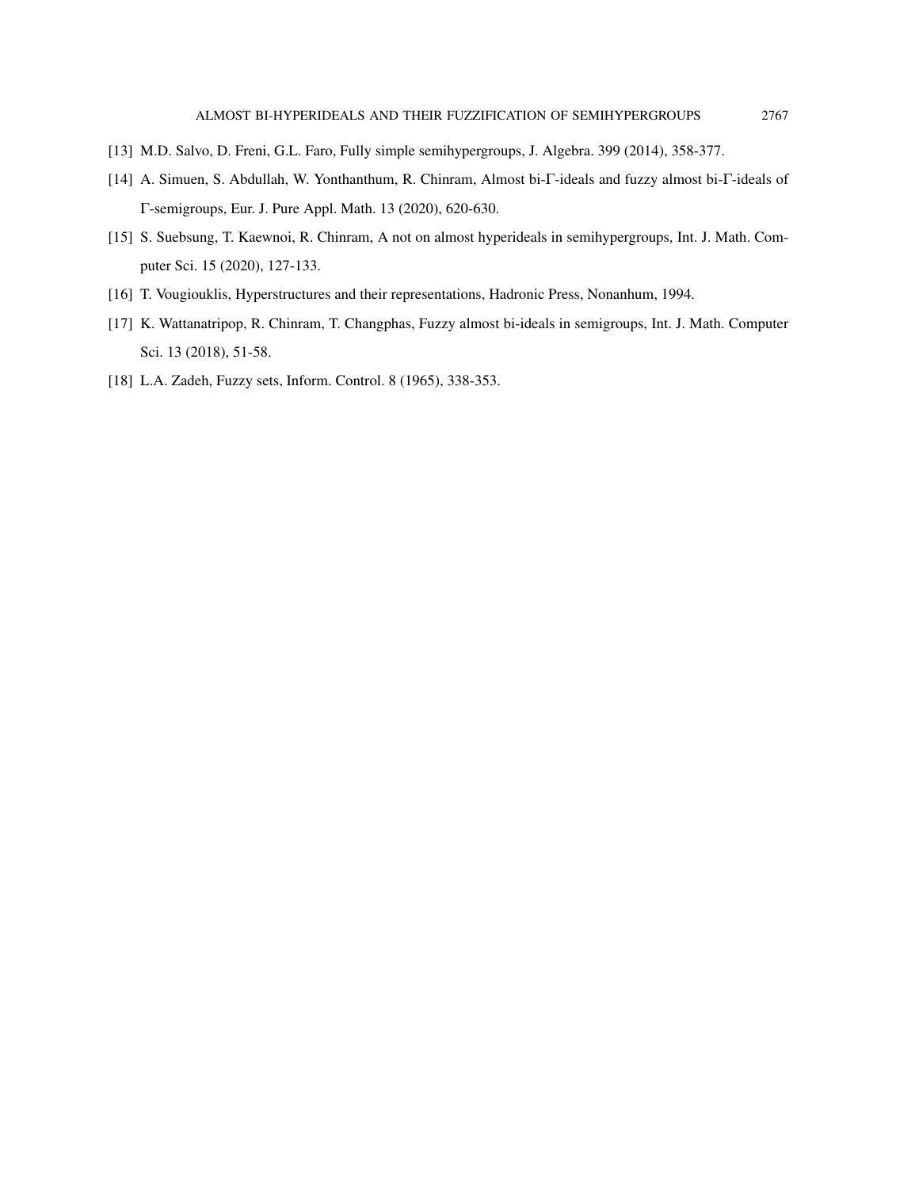[13] M.D. Salvo, D. Freni, G.L. Faro, Fully simple semihypergroups, J. Algebra. 399 (2014), 358-377.

[14] A. Simuen, S. Abdullah, W. Yonthanthum, R. Chinram, Almost bi-Γ-ideals and fuzzy almost bi-Γ-ideals of Γ-semigroups, Eur. J. Pure Appl. Math. 13 (2020), 620-630.

[15] S. Suebsung, T. Kaewnoi, R. Chinram, A not on almost hyperideals in semihypergroups, Int. J. Math. Computer Sci. 15 (2020), 127-133.

[16] T. Vougiouklis, Hyperstructures and their representations, Hadronic Press, Nonanhum, 1994.

[17] K. Wattanatripop, R. Chinram, T. Changphas, Fuzzy almost bi-ideals in semigroups, Int. J. Math. Computer Sci. 13 (2018), 51-58.

[18] L.A. Zadeh, Fuzzy sets, Inform. Control. 8 (1965), 338-353.